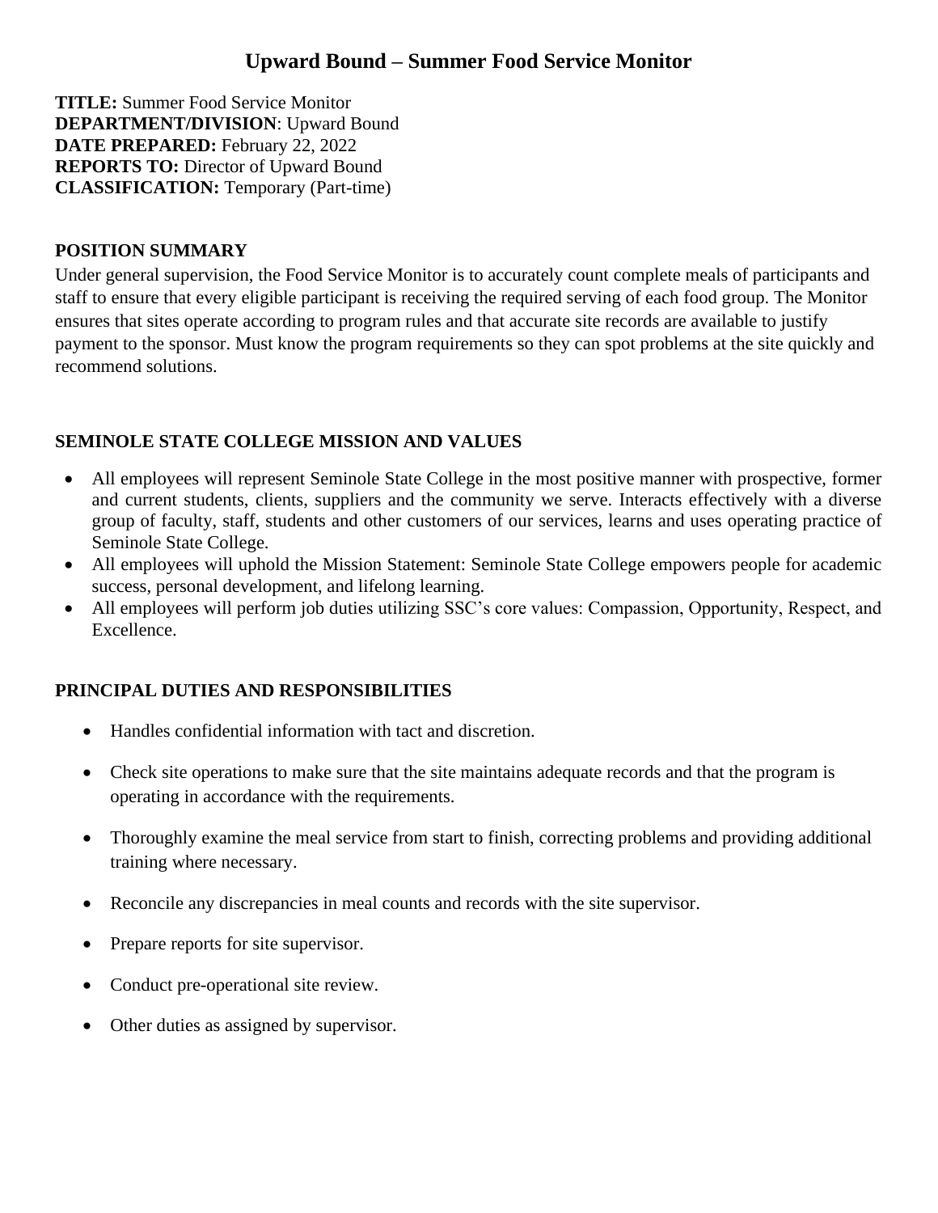# Upward Bound – Summer Food Service Monitor

**TITLE:** Summer Food Service Monitor
**DEPARTMENT/DIVISION**: Upward Bound
**DATE PREPARED:** February 22, 2022
**REPORTS TO:** Director of Upward Bound
**CLASSIFICATION:** Temporary (Part-time)

## POSITION SUMMARY

Under general supervision, the Food Service Monitor is to accurately count complete meals of participants and staff to ensure that every eligible participant is receiving the required serving of each food group. The Monitor ensures that sites operate according to program rules and that accurate site records are available to justify payment to the sponsor. Must know the program requirements so they can spot problems at the site quickly and recommend solutions.

## SEMINOLE STATE COLLEGE MISSION AND VALUES

- All employees will represent Seminole State College in the most positive manner with prospective, former and current students, clients, suppliers and the community we serve. Interacts effectively with a diverse group of faculty, staff, students and other customers of our services, learns and uses operating practice of Seminole State College.
- All employees will uphold the Mission Statement: Seminole State College empowers people for academic success, personal development, and lifelong learning.
- All employees will perform job duties utilizing SSC's core values: Compassion, Opportunity, Respect, and Excellence.

## PRINCIPAL DUTIES AND RESPONSIBILITIES

- Handles confidential information with tact and discretion.
- Check site operations to make sure that the site maintains adequate records and that the program is operating in accordance with the requirements.
- Thoroughly examine the meal service from start to finish, correcting problems and providing additional training where necessary.
- Reconcile any discrepancies in meal counts and records with the site supervisor.
- Prepare reports for site supervisor.
- Conduct pre-operational site review.
- Other duties as assigned by supervisor.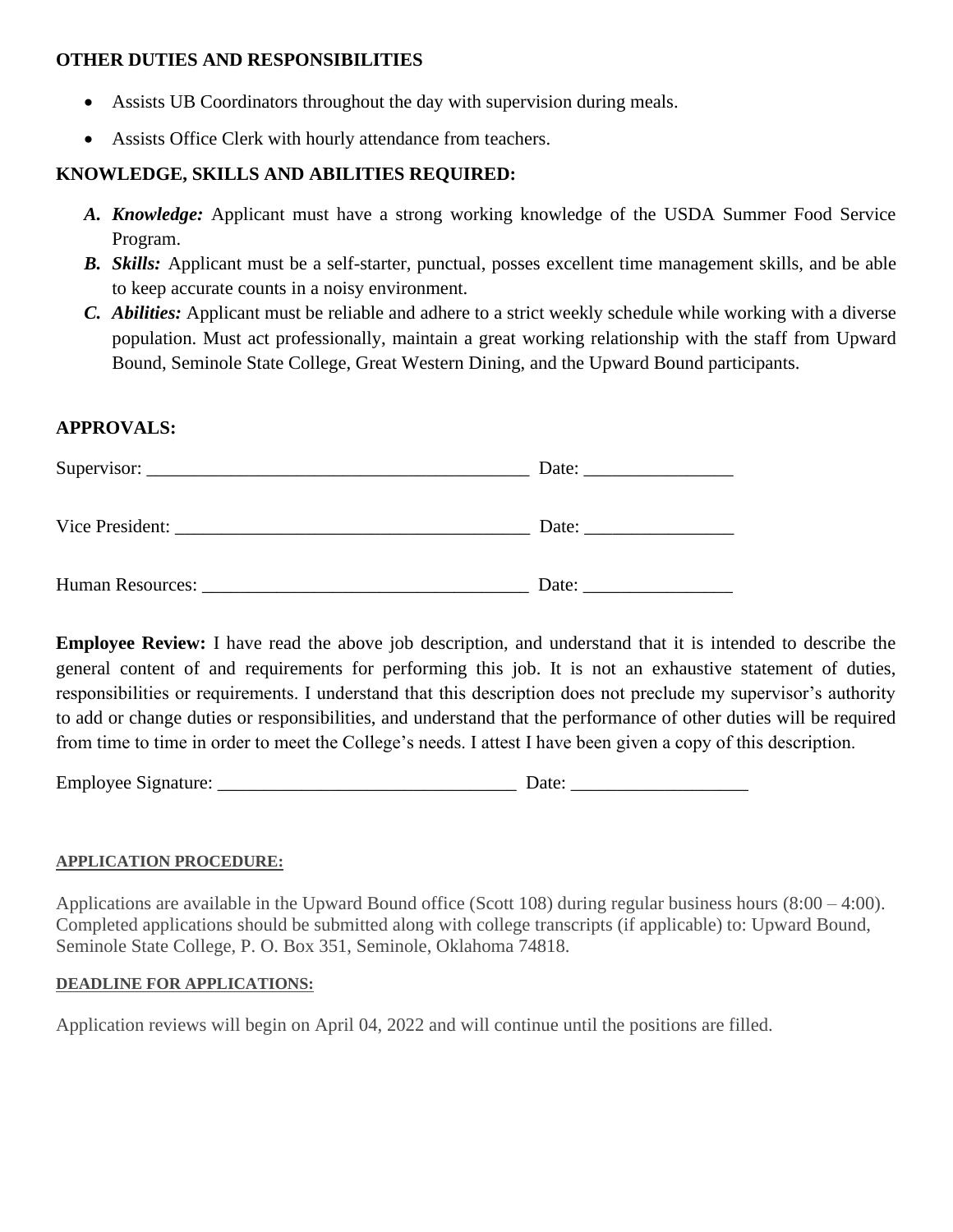**OTHER DUTIES AND RESPONSIBILITIES**

- Assists UB Coordinators throughout the day with supervision during meals.
- Assists Office Clerk with hourly attendance from teachers.

**KNOWLEDGE, SKILLS AND ABILITIES REQUIRED:**

A. ***Knowledge:*** Applicant must have a strong working knowledge of the USDA Summer Food Service Program.
B. ***Skills:*** Applicant must be a self-starter, punctual, posses excellent time management skills, and be able to keep accurate counts in a noisy environment.
C. ***Abilities:*** Applicant must be reliable and adhere to a strict weekly schedule while working with a diverse population. Must act professionally, maintain a great working relationship with the staff from Upward Bound, Seminole State College, Great Western Dining, and the Upward Bound participants.

**APPROVALS:**

Supervisor: ________________________________________ Date: ________________

Vice President: ____________________________________ Date: ________________

Human Resources: __________________________________ Date: ________________

**Employee Review:** I have read the above job description, and understand that it is intended to describe the general content of and requirements for performing this job. It is not an exhaustive statement of duties, responsibilities or requirements. I understand that this description does not preclude my supervisor's authority to add or change duties or responsibilities, and understand that the performance of other duties will be required from time to time in order to meet the College's needs. I attest I have been given a copy of this description.

Employee Signature: ______________________________ Date: __________________

**APPLICATION PROCEDURE:**

Applications are available in the Upward Bound office (Scott 108) during regular business hours (8:00 – 4:00). Completed applications should be submitted along with college transcripts (if applicable) to: Upward Bound, Seminole State College, P. O. Box 351, Seminole, Oklahoma 74818.

**DEADLINE FOR APPLICATIONS:**

Application reviews will begin on April 04, 2022 and will continue until the positions are filled.